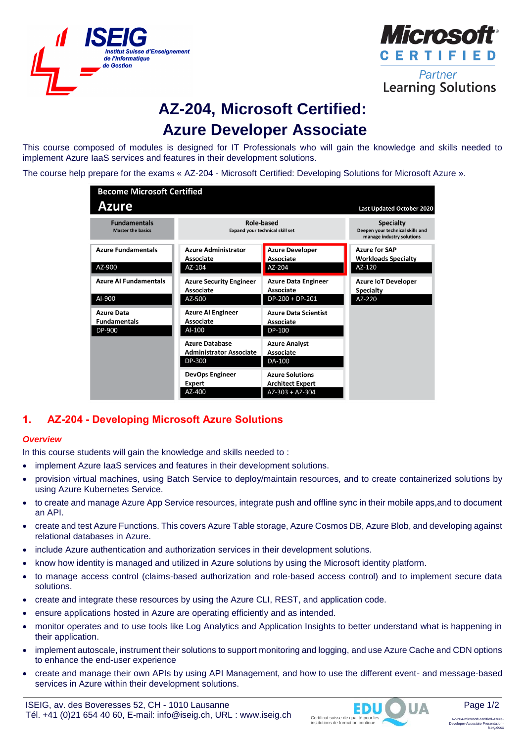# AZ-204, Microsoft Certified: Azure Developer Associate

This course composed of modules is designed for IT Professionals who will gain the knowledge and skills needed to implement Azure IaaS services and features in their development solutions.

The course help prepare for the exams « AZ-204 - Microsoft Certified: Developing Solutions for Microsoft Azure ».

**Become Microsoft Certified – Azure** (Last Updated October 2020)

| Fundamentals (Master the basics) | Role-based (Expand your technical skill set) | | Specialty (Deepen your technical skills and manage industry solutions) |
|---|---|---|---|
| Azure Fundamentals AZ-900 | Azure Administrator Associate AZ-104 | Azure Developer Associate AZ-204 | Azure for SAP Workloads Specialty AZ-120 |
| Azure AI Fundamentals AI-900 | Azure Security Engineer Associate AZ-500 | Azure Data Engineer Associate DP-200 + DP-201 | Azure IoT Developer Specialty AZ-220 |
| Azure Data Fundamentals DP-900 | Azure AI Engineer Associate AI-100 | Azure Data Scientist Associate DP-100 | |
| | Azure Database Administrator Associate DP-300 | Azure Analyst Associate DA-100 | |
| | DevOps Engineer Expert AZ-400 | Azure Solutions Architect Expert AZ-303 + AZ-304 | |

## 1. AZ-204 - Developing Microsoft Azure Solutions

### *Overview*

In this course students will gain the knowledge and skills needed to :

- implement Azure IaaS services and features in their development solutions.
- provision virtual machines, using Batch Service to deploy/maintain resources, and to create containerized solutions by using Azure Kubernetes Service.
- to create and manage Azure App Service resources, integrate push and offline sync in their mobile apps,and to document an API.
- create and test Azure Functions. This covers Azure Table storage, Azure Cosmos DB, Azure Blob, and developing against relational databases in Azure.
- include Azure authentication and authorization services in their development solutions.
- know how identity is managed and utilized in Azure solutions by using the Microsoft identity platform.
- to manage access control (claims-based authorization and role-based access control) and to implement secure data solutions.
- create and integrate these resources by using the Azure CLI, REST, and application code.
- ensure applications hosted in Azure are operating efficiently and as intended.
- monitor operates and to use tools like Log Analytics and Application Insights to better understand what is happening in their application.
- implement autoscale, instrument their solutions to support monitoring and logging, and use Azure Cache and CDN options to enhance the end-user experience
- create and manage their own APIs by using API Management, and how to use the different event- and message-based services in Azure within their development solutions.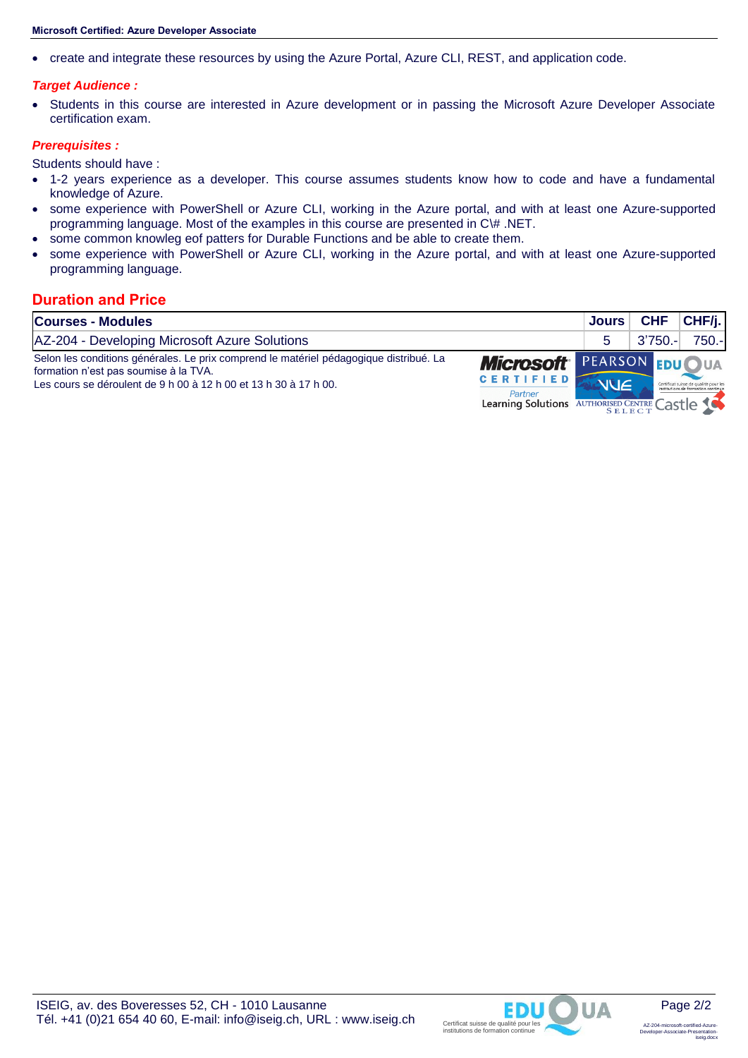- create and integrate these resources by using the Azure Portal, Azure CLI, REST, and application code.

### *Target Audience :*

- Students in this course are interested in Azure development or in passing the Microsoft Azure Developer Associate certification exam.

### *Prerequisites :*

Students should have :

- 1-2 years experience as a developer. This course assumes students know how to code and have a fundamental knowledge of Azure.
- some experience with PowerShell or Azure CLI, working in the Azure portal, and with at least one Azure-supported programming language. Most of the examples in this course are presented in C\# .NET.
- some common knowleg eof patters for Durable Functions and be able to create them.
- some experience with PowerShell or Azure CLI, working in the Azure portal, and with at least one Azure-supported programming language.

## Duration and Price

| Courses - Modules | Jours | CHF | CHF/j. |
|---|---|---|---|
| AZ-204 - Developing Microsoft Azure Solutions | 5 | 3'750.- | 750.- |

Selon les conditions générales. Le prix comprend le matériel pédagogique distribué. La formation n'est pas soumise à la TVA.
Les cours se déroulent de 9 h 00 à 12 h 00 et 13 h 30 à 17 h 00.

ISEIG, av. des Boveresses 52, CH - 1010 Lausanne
Tél. +41 (0)21 654 40 60, E-mail: info@iseig.ch, URL : www.iseig.ch